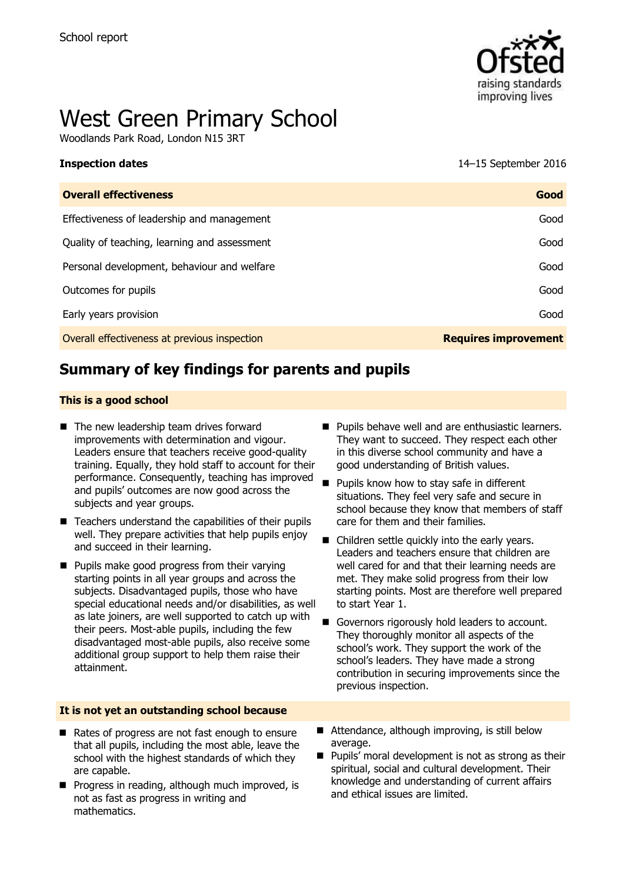School report

# West Green Primary School

Woodlands Park Road, London N15 3RT

| **Inspection dates** | 14–15 September 2016 |
|---|---|
| **Overall effectiveness** | **Good** |
| Effectiveness of leadership and management | Good |
| Quality of teaching, learning and assessment | Good |
| Personal development, behaviour and welfare | Good |
| Outcomes for pupils | Good |
| Early years provision | Good |
| Overall effectiveness at previous inspection | **Requires improvement** |

## Summary of key findings for parents and pupils

### This is a good school

- The new leadership team drives forward improvements with determination and vigour. Leaders ensure that teachers receive good-quality training. Equally, they hold staff to account for their performance. Consequently, teaching has improved and pupils' outcomes are now good across the subjects and year groups.
- Teachers understand the capabilities of their pupils well. They prepare activities that help pupils enjoy and succeed in their learning.
- Pupils make good progress from their varying starting points in all year groups and across the subjects. Disadvantaged pupils, those who have special educational needs and/or disabilities, as well as late joiners, are well supported to catch up with their peers. Most-able pupils, including the few disadvantaged most-able pupils, also receive some additional group support to help them raise their attainment.
- Pupils behave well and are enthusiastic learners. They want to succeed. They respect each other in this diverse school community and have a good understanding of British values.
- Pupils know how to stay safe in different situations. They feel very safe and secure in school because they know that members of staff care for them and their families.
- Children settle quickly into the early years. Leaders and teachers ensure that children are well cared for and that their learning needs are met. They make solid progress from their low starting points. Most are therefore well prepared to start Year 1.
- Governors rigorously hold leaders to account. They thoroughly monitor all aspects of the school's work. They support the work of the school's leaders. They have made a strong contribution in securing improvements since the previous inspection.

### It is not yet an outstanding school because

- Rates of progress are not fast enough to ensure that all pupils, including the most able, leave the school with the highest standards of which they are capable.
- Progress in reading, although much improved, is not as fast as progress in writing and mathematics.
- Attendance, although improving, is still below average.
- Pupils' moral development is not as strong as their spiritual, social and cultural development. Their knowledge and understanding of current affairs and ethical issues are limited.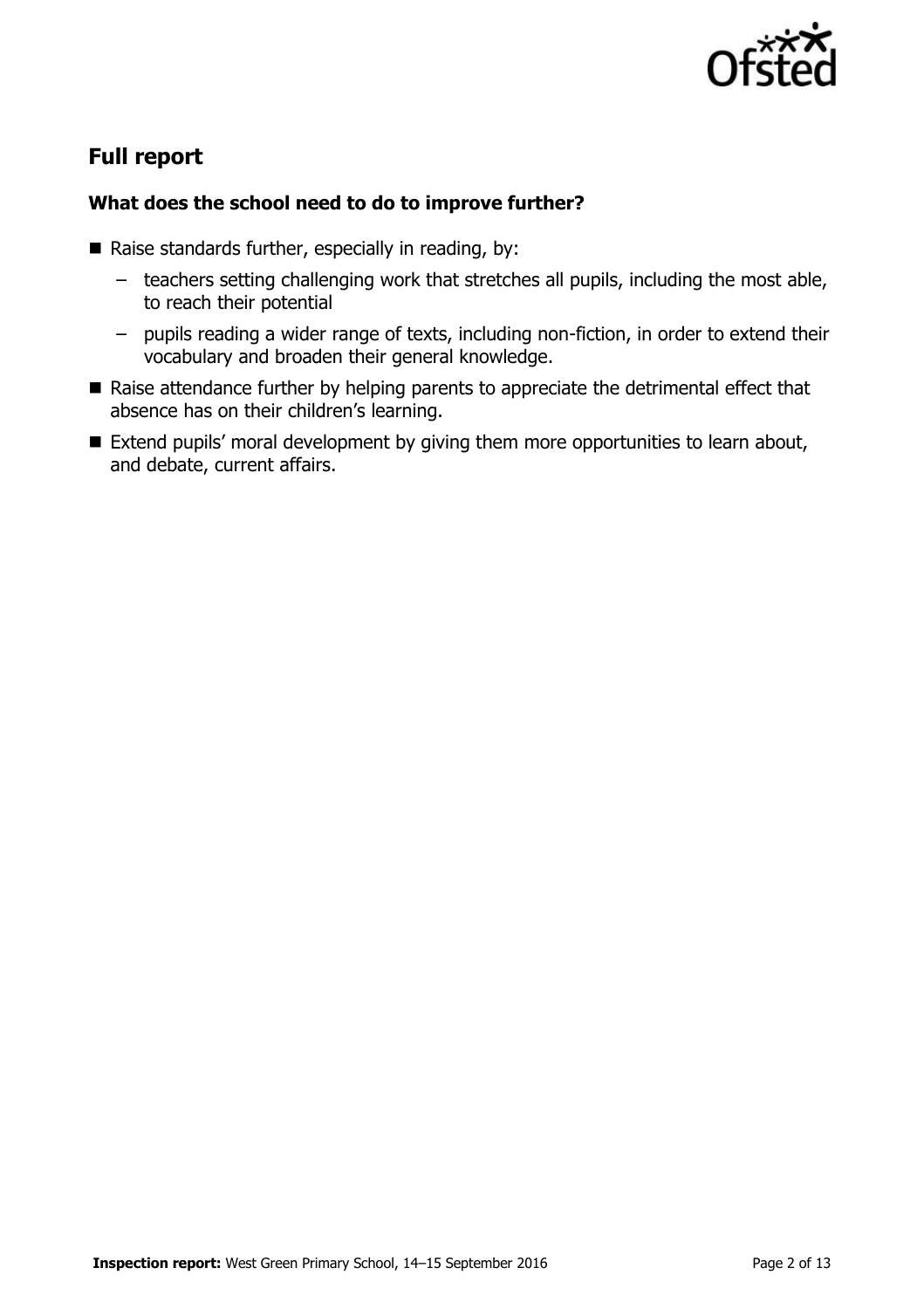## Full report

### What does the school need to do to improve further?

- Raise standards further, especially in reading, by:
  - teachers setting challenging work that stretches all pupils, including the most able, to reach their potential
  - pupils reading a wider range of texts, including non-fiction, in order to extend their vocabulary and broaden their general knowledge.
- Raise attendance further by helping parents to appreciate the detrimental effect that absence has on their children's learning.
- Extend pupils' moral development by giving them more opportunities to learn about, and debate, current affairs.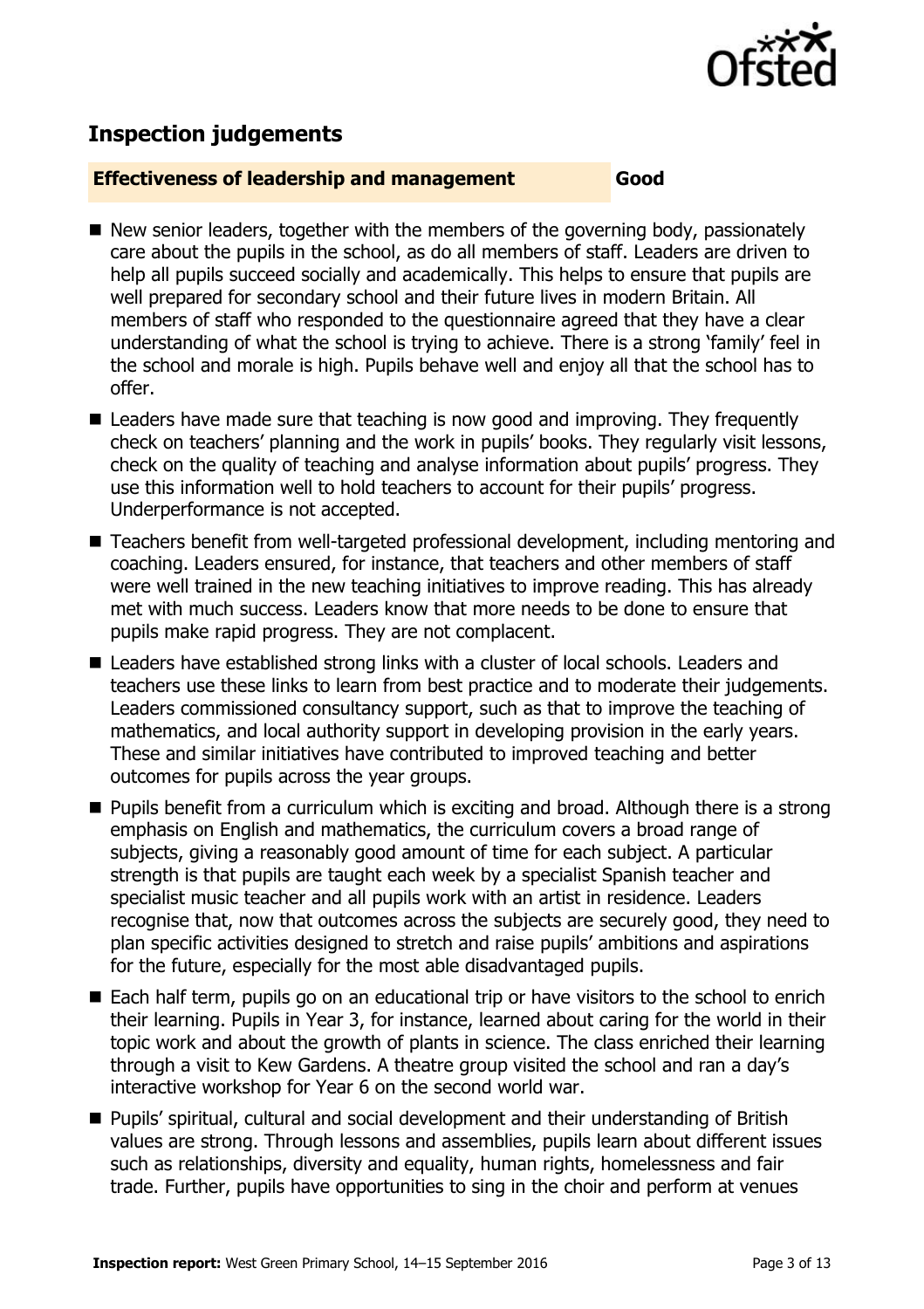## Inspection judgements

**Effectiveness of leadership and management** **Good**

- New senior leaders, together with the members of the governing body, passionately care about the pupils in the school, as do all members of staff. Leaders are driven to help all pupils succeed socially and academically. This helps to ensure that pupils are well prepared for secondary school and their future lives in modern Britain. All members of staff who responded to the questionnaire agreed that they have a clear understanding of what the school is trying to achieve. There is a strong 'family' feel in the school and morale is high. Pupils behave well and enjoy all that the school has to offer.
- Leaders have made sure that teaching is now good and improving. They frequently check on teachers' planning and the work in pupils' books. They regularly visit lessons, check on the quality of teaching and analyse information about pupils' progress. They use this information well to hold teachers to account for their pupils' progress. Underperformance is not accepted.
- Teachers benefit from well-targeted professional development, including mentoring and coaching. Leaders ensured, for instance, that teachers and other members of staff were well trained in the new teaching initiatives to improve reading. This has already met with much success. Leaders know that more needs to be done to ensure that pupils make rapid progress. They are not complacent.
- Leaders have established strong links with a cluster of local schools. Leaders and teachers use these links to learn from best practice and to moderate their judgements. Leaders commissioned consultancy support, such as that to improve the teaching of mathematics, and local authority support in developing provision in the early years. These and similar initiatives have contributed to improved teaching and better outcomes for pupils across the year groups.
- Pupils benefit from a curriculum which is exciting and broad. Although there is a strong emphasis on English and mathematics, the curriculum covers a broad range of subjects, giving a reasonably good amount of time for each subject. A particular strength is that pupils are taught each week by a specialist Spanish teacher and specialist music teacher and all pupils work with an artist in residence. Leaders recognise that, now that outcomes across the subjects are securely good, they need to plan specific activities designed to stretch and raise pupils' ambitions and aspirations for the future, especially for the most able disadvantaged pupils.
- Each half term, pupils go on an educational trip or have visitors to the school to enrich their learning. Pupils in Year 3, for instance, learned about caring for the world in their topic work and about the growth of plants in science. The class enriched their learning through a visit to Kew Gardens. A theatre group visited the school and ran a day's interactive workshop for Year 6 on the second world war.
- Pupils' spiritual, cultural and social development and their understanding of British values are strong. Through lessons and assemblies, pupils learn about different issues such as relationships, diversity and equality, human rights, homelessness and fair trade. Further, pupils have opportunities to sing in the choir and perform at venues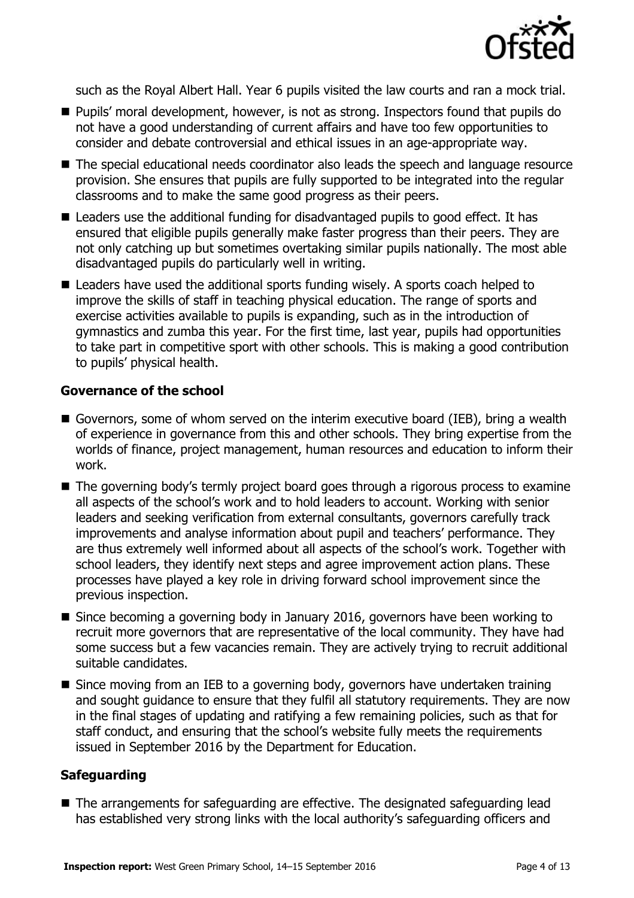such as the Royal Albert Hall. Year 6 pupils visited the law courts and ran a mock trial.

- Pupils' moral development, however, is not as strong. Inspectors found that pupils do not have a good understanding of current affairs and have too few opportunities to consider and debate controversial and ethical issues in an age-appropriate way.
- The special educational needs coordinator also leads the speech and language resource provision. She ensures that pupils are fully supported to be integrated into the regular classrooms and to make the same good progress as their peers.
- Leaders use the additional funding for disadvantaged pupils to good effect. It has ensured that eligible pupils generally make faster progress than their peers. They are not only catching up but sometimes overtaking similar pupils nationally. The most able disadvantaged pupils do particularly well in writing.
- Leaders have used the additional sports funding wisely. A sports coach helped to improve the skills of staff in teaching physical education. The range of sports and exercise activities available to pupils is expanding, such as in the introduction of gymnastics and zumba this year. For the first time, last year, pupils had opportunities to take part in competitive sport with other schools. This is making a good contribution to pupils' physical health.

### Governance of the school

- Governors, some of whom served on the interim executive board (IEB), bring a wealth of experience in governance from this and other schools. They bring expertise from the worlds of finance, project management, human resources and education to inform their work.
- The governing body's termly project board goes through a rigorous process to examine all aspects of the school's work and to hold leaders to account. Working with senior leaders and seeking verification from external consultants, governors carefully track improvements and analyse information about pupil and teachers' performance. They are thus extremely well informed about all aspects of the school's work. Together with school leaders, they identify next steps and agree improvement action plans. These processes have played a key role in driving forward school improvement since the previous inspection.
- Since becoming a governing body in January 2016, governors have been working to recruit more governors that are representative of the local community. They have had some success but a few vacancies remain. They are actively trying to recruit additional suitable candidates.
- Since moving from an IEB to a governing body, governors have undertaken training and sought guidance to ensure that they fulfil all statutory requirements. They are now in the final stages of updating and ratifying a few remaining policies, such as that for staff conduct, and ensuring that the school's website fully meets the requirements issued in September 2016 by the Department for Education.

### Safeguarding

- The arrangements for safeguarding are effective. The designated safeguarding lead has established very strong links with the local authority's safeguarding officers and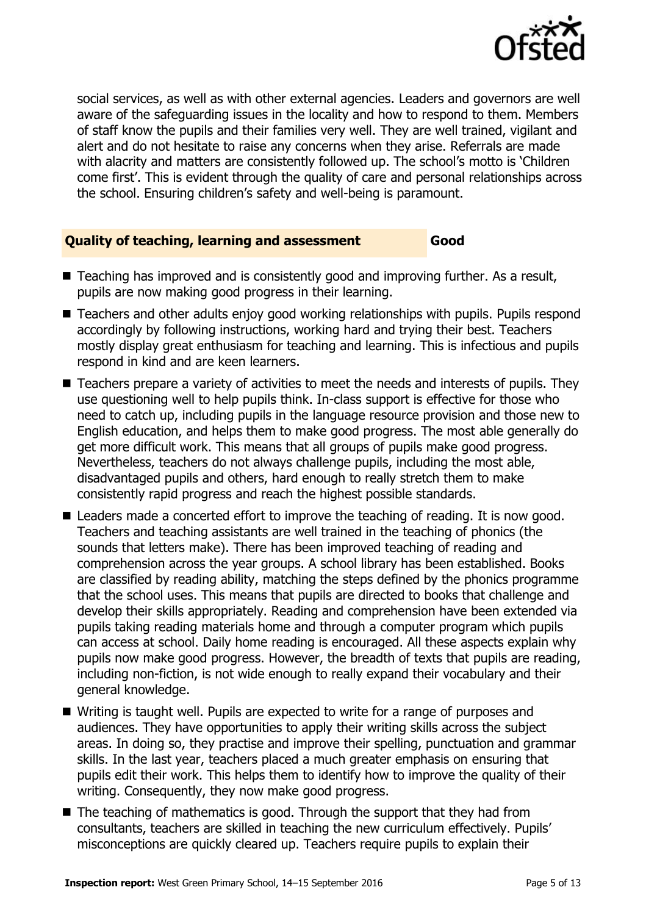social services, as well as with other external agencies. Leaders and governors are well aware of the safeguarding issues in the locality and how to respond to them. Members of staff know the pupils and their families very well. They are well trained, vigilant and alert and do not hesitate to raise any concerns when they arise. Referrals are made with alacrity and matters are consistently followed up. The school's motto is 'Children come first'. This is evident through the quality of care and personal relationships across the school. Ensuring children's safety and well-being is paramount.

## Quality of teaching, learning and assessment — Good

- Teaching has improved and is consistently good and improving further. As a result, pupils are now making good progress in their learning.
- Teachers and other adults enjoy good working relationships with pupils. Pupils respond accordingly by following instructions, working hard and trying their best. Teachers mostly display great enthusiasm for teaching and learning. This is infectious and pupils respond in kind and are keen learners.
- Teachers prepare a variety of activities to meet the needs and interests of pupils. They use questioning well to help pupils think. In-class support is effective for those who need to catch up, including pupils in the language resource provision and those new to English education, and helps them to make good progress. The most able generally do get more difficult work. This means that all groups of pupils make good progress. Nevertheless, teachers do not always challenge pupils, including the most able, disadvantaged pupils and others, hard enough to really stretch them to make consistently rapid progress and reach the highest possible standards.
- Leaders made a concerted effort to improve the teaching of reading. It is now good. Teachers and teaching assistants are well trained in the teaching of phonics (the sounds that letters make). There has been improved teaching of reading and comprehension across the year groups. A school library has been established. Books are classified by reading ability, matching the steps defined by the phonics programme that the school uses. This means that pupils are directed to books that challenge and develop their skills appropriately. Reading and comprehension have been extended via pupils taking reading materials home and through a computer program which pupils can access at school. Daily home reading is encouraged. All these aspects explain why pupils now make good progress. However, the breadth of texts that pupils are reading, including non-fiction, is not wide enough to really expand their vocabulary and their general knowledge.
- Writing is taught well. Pupils are expected to write for a range of purposes and audiences. They have opportunities to apply their writing skills across the subject areas. In doing so, they practise and improve their spelling, punctuation and grammar skills. In the last year, teachers placed a much greater emphasis on ensuring that pupils edit their work. This helps them to identify how to improve the quality of their writing. Consequently, they now make good progress.
- The teaching of mathematics is good. Through the support that they had from consultants, teachers are skilled in teaching the new curriculum effectively. Pupils' misconceptions are quickly cleared up. Teachers require pupils to explain their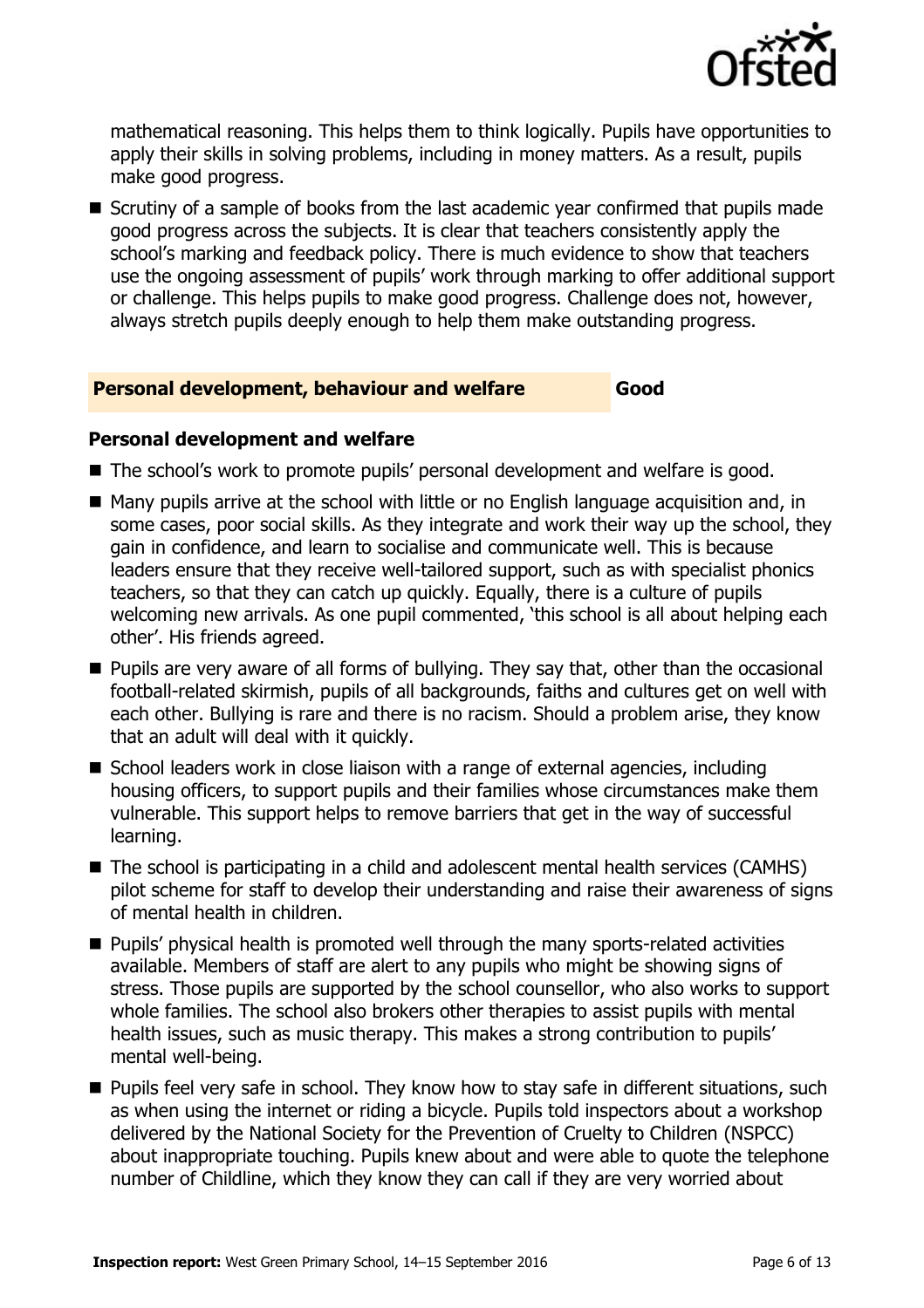mathematical reasoning. This helps them to think logically. Pupils have opportunities to apply their skills in solving problems, including in money matters. As a result, pupils make good progress.

- Scrutiny of a sample of books from the last academic year confirmed that pupils made good progress across the subjects. It is clear that teachers consistently apply the school's marking and feedback policy. There is much evidence to show that teachers use the ongoing assessment of pupils' work through marking to offer additional support or challenge. This helps pupils to make good progress. Challenge does not, however, always stretch pupils deeply enough to help them make outstanding progress.

## Personal development, behaviour and welfare — Good

### Personal development and welfare

- The school's work to promote pupils' personal development and welfare is good.
- Many pupils arrive at the school with little or no English language acquisition and, in some cases, poor social skills. As they integrate and work their way up the school, they gain in confidence, and learn to socialise and communicate well. This is because leaders ensure that they receive well-tailored support, such as with specialist phonics teachers, so that they can catch up quickly. Equally, there is a culture of pupils welcoming new arrivals. As one pupil commented, 'this school is all about helping each other'. His friends agreed.
- Pupils are very aware of all forms of bullying. They say that, other than the occasional football-related skirmish, pupils of all backgrounds, faiths and cultures get on well with each other. Bullying is rare and there is no racism. Should a problem arise, they know that an adult will deal with it quickly.
- School leaders work in close liaison with a range of external agencies, including housing officers, to support pupils and their families whose circumstances make them vulnerable. This support helps to remove barriers that get in the way of successful learning.
- The school is participating in a child and adolescent mental health services (CAMHS) pilot scheme for staff to develop their understanding and raise their awareness of signs of mental health in children.
- Pupils' physical health is promoted well through the many sports-related activities available. Members of staff are alert to any pupils who might be showing signs of stress. Those pupils are supported by the school counsellor, who also works to support whole families. The school also brokers other therapies to assist pupils with mental health issues, such as music therapy. This makes a strong contribution to pupils' mental well-being.
- Pupils feel very safe in school. They know how to stay safe in different situations, such as when using the internet or riding a bicycle. Pupils told inspectors about a workshop delivered by the National Society for the Prevention of Cruelty to Children (NSPCC) about inappropriate touching. Pupils knew about and were able to quote the telephone number of Childline, which they know they can call if they are very worried about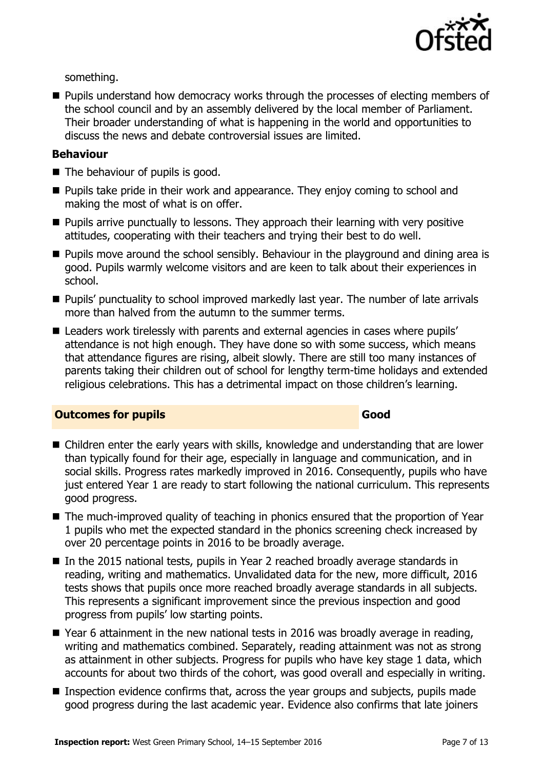something.

- Pupils understand how democracy works through the processes of electing members of the school council and by an assembly delivered by the local member of Parliament. Their broader understanding of what is happening in the world and opportunities to discuss the news and debate controversial issues are limited.

### Behaviour

- The behaviour of pupils is good.
- Pupils take pride in their work and appearance. They enjoy coming to school and making the most of what is on offer.
- Pupils arrive punctually to lessons. They approach their learning with very positive attitudes, cooperating with their teachers and trying their best to do well.
- Pupils move around the school sensibly. Behaviour in the playground and dining area is good. Pupils warmly welcome visitors and are keen to talk about their experiences in school.
- Pupils' punctuality to school improved markedly last year. The number of late arrivals more than halved from the autumn to the summer terms.
- Leaders work tirelessly with parents and external agencies in cases where pupils' attendance is not high enough. They have done so with some success, which means that attendance figures are rising, albeit slowly. There are still too many instances of parents taking their children out of school for lengthy term-time holidays and extended religious celebrations. This has a detrimental impact on those children's learning.

## Outcomes for pupils — Good

- Children enter the early years with skills, knowledge and understanding that are lower than typically found for their age, especially in language and communication, and in social skills. Progress rates markedly improved in 2016. Consequently, pupils who have just entered Year 1 are ready to start following the national curriculum. This represents good progress.
- The much-improved quality of teaching in phonics ensured that the proportion of Year 1 pupils who met the expected standard in the phonics screening check increased by over 20 percentage points in 2016 to be broadly average.
- In the 2015 national tests, pupils in Year 2 reached broadly average standards in reading, writing and mathematics. Unvalidated data for the new, more difficult, 2016 tests shows that pupils once more reached broadly average standards in all subjects. This represents a significant improvement since the previous inspection and good progress from pupils' low starting points.
- Year 6 attainment in the new national tests in 2016 was broadly average in reading, writing and mathematics combined. Separately, reading attainment was not as strong as attainment in other subjects. Progress for pupils who have key stage 1 data, which accounts for about two thirds of the cohort, was good overall and especially in writing.
- Inspection evidence confirms that, across the year groups and subjects, pupils made good progress during the last academic year. Evidence also confirms that late joiners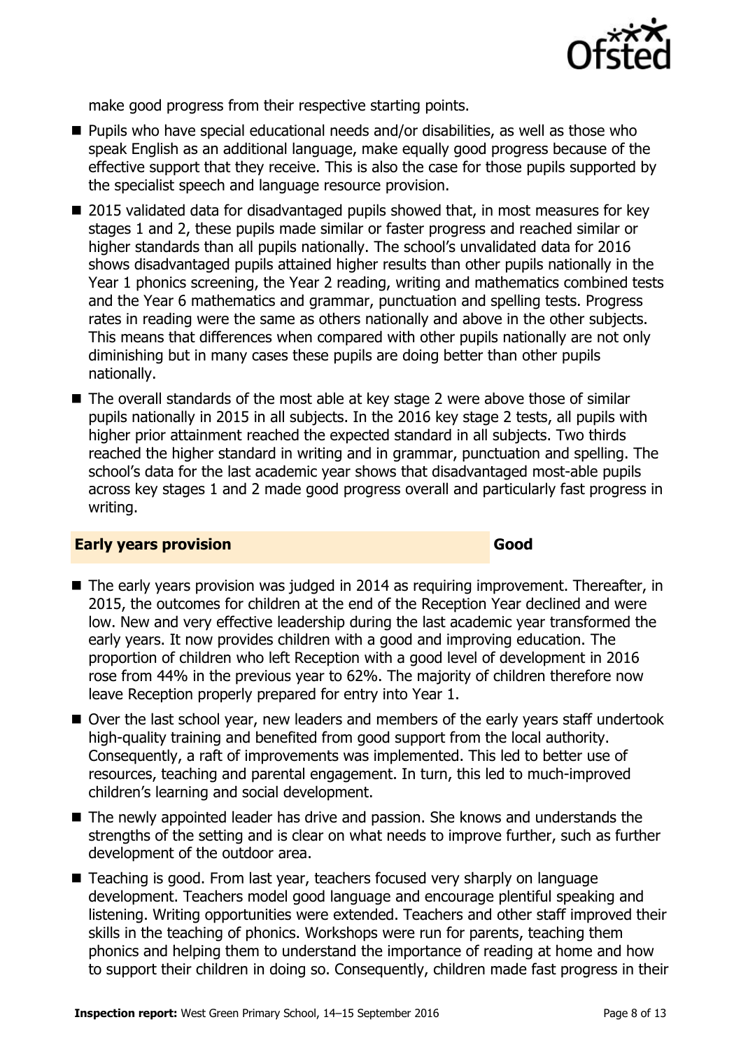make good progress from their respective starting points.

- Pupils who have special educational needs and/or disabilities, as well as those who speak English as an additional language, make equally good progress because of the effective support that they receive. This is also the case for those pupils supported by the specialist speech and language resource provision.
- 2015 validated data for disadvantaged pupils showed that, in most measures for key stages 1 and 2, these pupils made similar or faster progress and reached similar or higher standards than all pupils nationally. The school's unvalidated data for 2016 shows disadvantaged pupils attained higher results than other pupils nationally in the Year 1 phonics screening, the Year 2 reading, writing and mathematics combined tests and the Year 6 mathematics and grammar, punctuation and spelling tests. Progress rates in reading were the same as others nationally and above in the other subjects. This means that differences when compared with other pupils nationally are not only diminishing but in many cases these pupils are doing better than other pupils nationally.
- The overall standards of the most able at key stage 2 were above those of similar pupils nationally in 2015 in all subjects. In the 2016 key stage 2 tests, all pupils with higher prior attainment reached the expected standard in all subjects. Two thirds reached the higher standard in writing and in grammar, punctuation and spelling. The school's data for the last academic year shows that disadvantaged most-able pupils across key stages 1 and 2 made good progress overall and particularly fast progress in writing.

## Early years provision — Good

- The early years provision was judged in 2014 as requiring improvement. Thereafter, in 2015, the outcomes for children at the end of the Reception Year declined and were low. New and very effective leadership during the last academic year transformed the early years. It now provides children with a good and improving education. The proportion of children who left Reception with a good level of development in 2016 rose from 44% in the previous year to 62%. The majority of children therefore now leave Reception properly prepared for entry into Year 1.
- Over the last school year, new leaders and members of the early years staff undertook high-quality training and benefited from good support from the local authority. Consequently, a raft of improvements was implemented. This led to better use of resources, teaching and parental engagement. In turn, this led to much-improved children's learning and social development.
- The newly appointed leader has drive and passion. She knows and understands the strengths of the setting and is clear on what needs to improve further, such as further development of the outdoor area.
- Teaching is good. From last year, teachers focused very sharply on language development. Teachers model good language and encourage plentiful speaking and listening. Writing opportunities were extended. Teachers and other staff improved their skills in the teaching of phonics. Workshops were run for parents, teaching them phonics and helping them to understand the importance of reading at home and how to support their children in doing so. Consequently, children made fast progress in their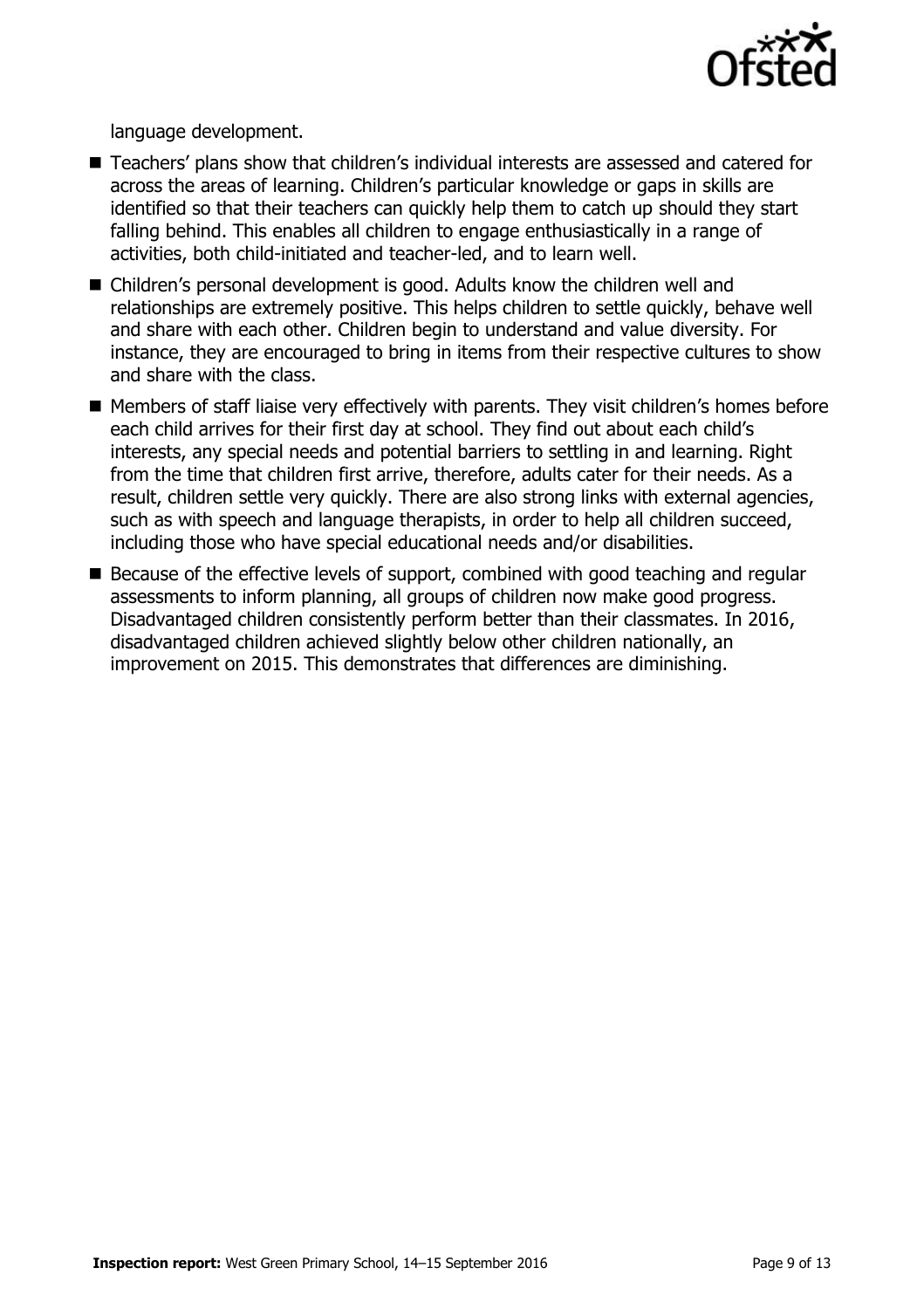language development.

- Teachers' plans show that children's individual interests are assessed and catered for across the areas of learning. Children's particular knowledge or gaps in skills are identified so that their teachers can quickly help them to catch up should they start falling behind. This enables all children to engage enthusiastically in a range of activities, both child-initiated and teacher-led, and to learn well.
- Children's personal development is good. Adults know the children well and relationships are extremely positive. This helps children to settle quickly, behave well and share with each other. Children begin to understand and value diversity. For instance, they are encouraged to bring in items from their respective cultures to show and share with the class.
- Members of staff liaise very effectively with parents. They visit children's homes before each child arrives for their first day at school. They find out about each child's interests, any special needs and potential barriers to settling in and learning. Right from the time that children first arrive, therefore, adults cater for their needs. As a result, children settle very quickly. There are also strong links with external agencies, such as with speech and language therapists, in order to help all children succeed, including those who have special educational needs and/or disabilities.
- Because of the effective levels of support, combined with good teaching and regular assessments to inform planning, all groups of children now make good progress. Disadvantaged children consistently perform better than their classmates. In 2016, disadvantaged children achieved slightly below other children nationally, an improvement on 2015. This demonstrates that differences are diminishing.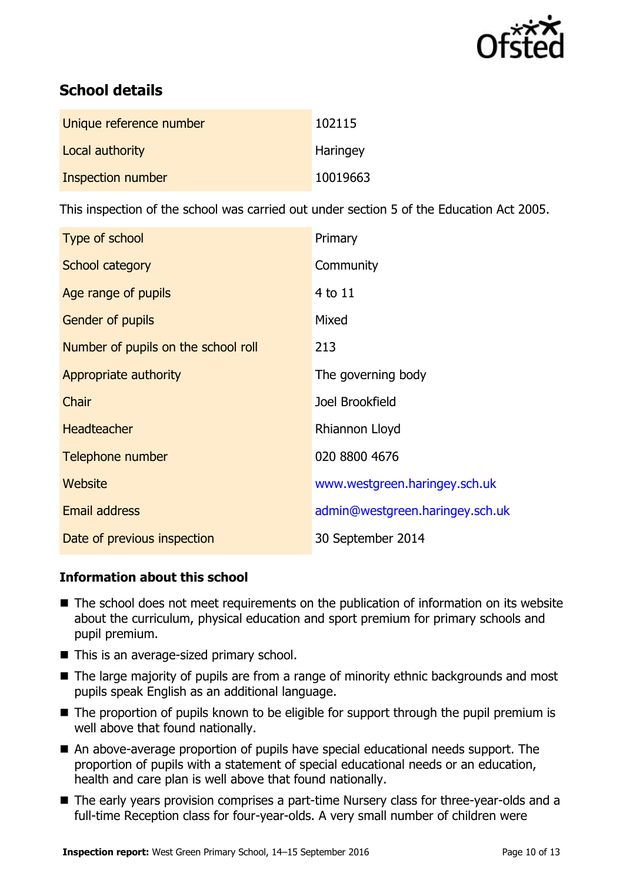## School details

| | |
|---|---|
| Unique reference number | 102115 |
| Local authority | Haringey |
| Inspection number | 10019663 |

This inspection of the school was carried out under section 5 of the Education Act 2005.

| | |
|---|---|
| Type of school | Primary |
| School category | Community |
| Age range of pupils | 4 to 11 |
| Gender of pupils | Mixed |
| Number of pupils on the school roll | 213 |
| Appropriate authority | The governing body |
| Chair | Joel Brookfield |
| Headteacher | Rhiannon Lloyd |
| Telephone number | 020 8800 4676 |
| Website | www.westgreen.haringey.sch.uk |
| Email address | admin@westgreen.haringey.sch.uk |
| Date of previous inspection | 30 September 2014 |

### Information about this school

- The school does not meet requirements on the publication of information on its website about the curriculum, physical education and sport premium for primary schools and pupil premium.
- This is an average-sized primary school.
- The large majority of pupils are from a range of minority ethnic backgrounds and most pupils speak English as an additional language.
- The proportion of pupils known to be eligible for support through the pupil premium is well above that found nationally.
- An above-average proportion of pupils have special educational needs support. The proportion of pupils with a statement of special educational needs or an education, health and care plan is well above that found nationally.
- The early years provision comprises a part-time Nursery class for three-year-olds and a full-time Reception class for four-year-olds. A very small number of children were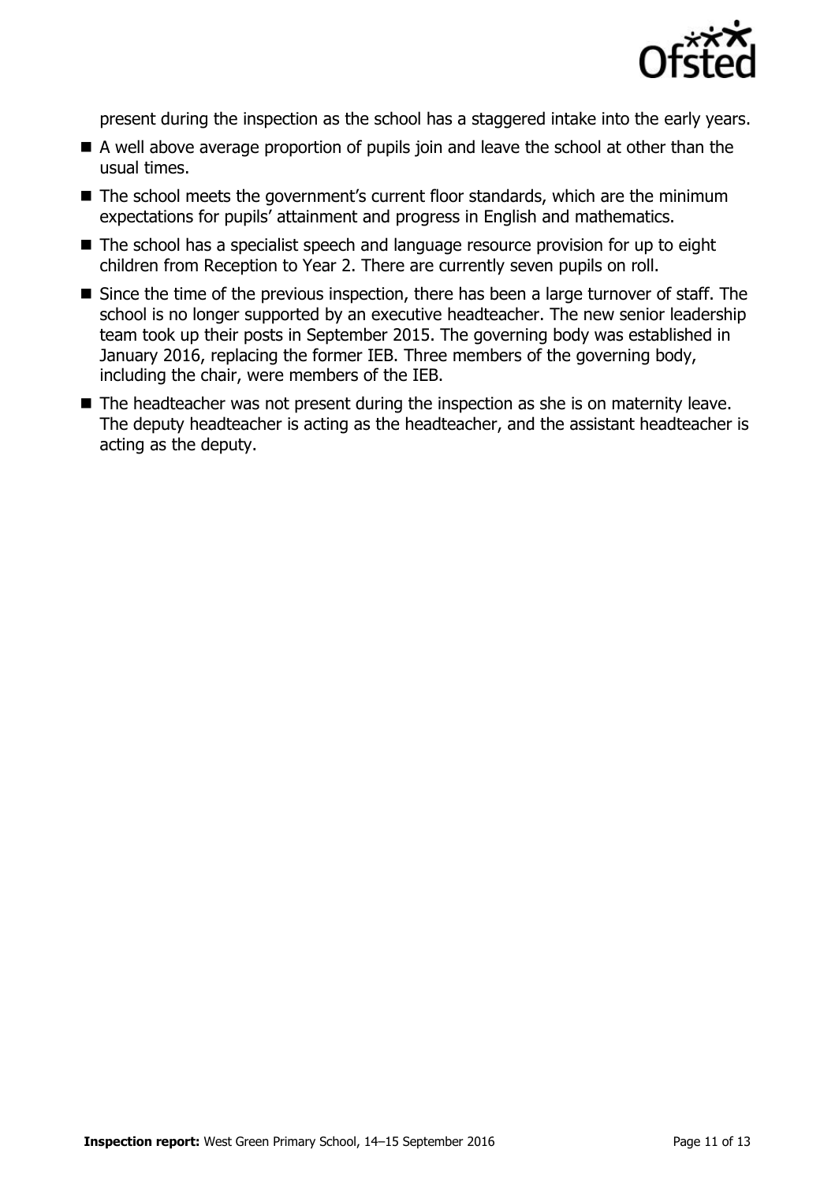present during the inspection as the school has a staggered intake into the early years.

- A well above average proportion of pupils join and leave the school at other than the usual times.
- The school meets the government's current floor standards, which are the minimum expectations for pupils' attainment and progress in English and mathematics.
- The school has a specialist speech and language resource provision for up to eight children from Reception to Year 2. There are currently seven pupils on roll.
- Since the time of the previous inspection, there has been a large turnover of staff. The school is no longer supported by an executive headteacher. The new senior leadership team took up their posts in September 2015. The governing body was established in January 2016, replacing the former IEB. Three members of the governing body, including the chair, were members of the IEB.
- The headteacher was not present during the inspection as she is on maternity leave. The deputy headteacher is acting as the headteacher, and the assistant headteacher is acting as the deputy.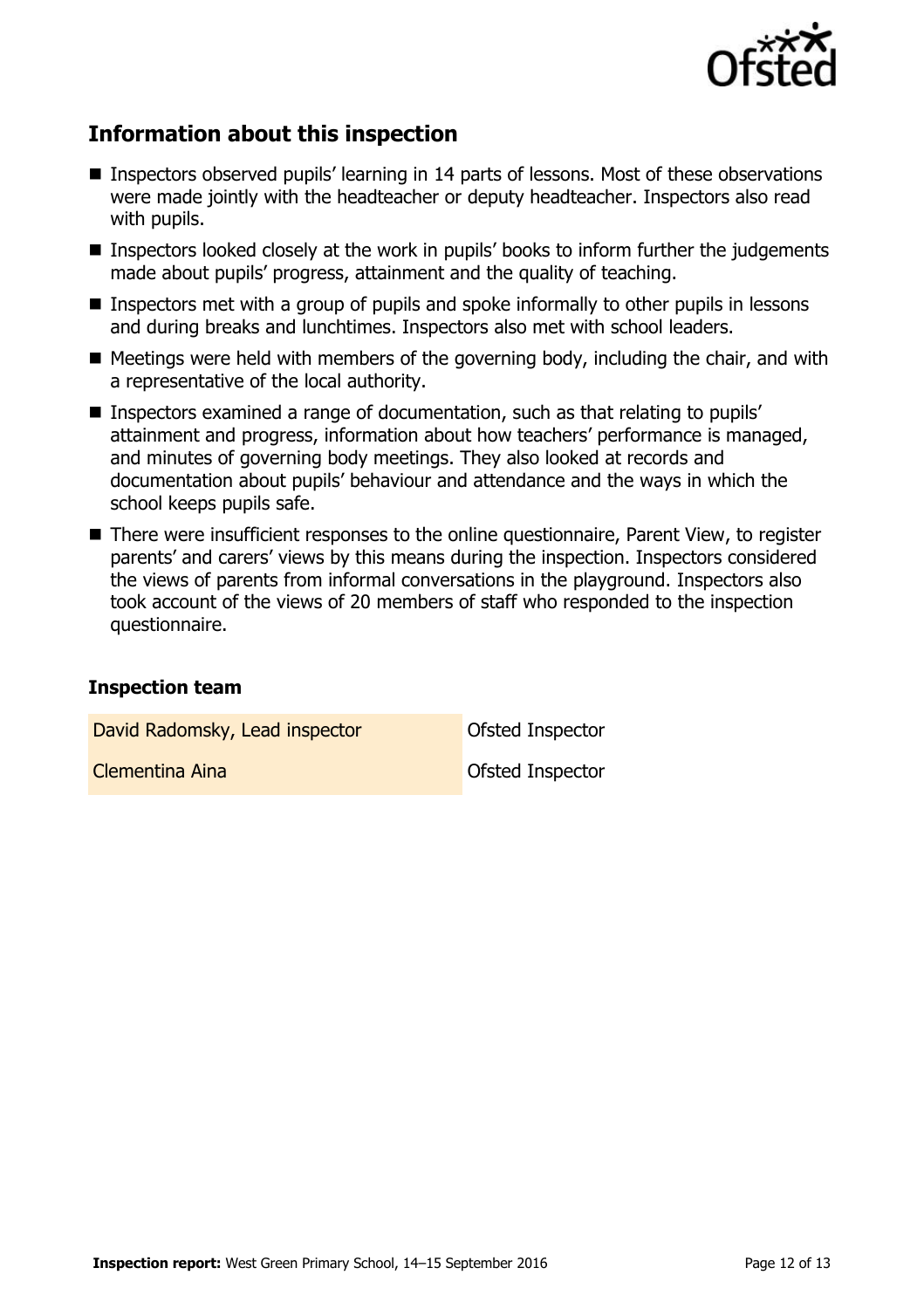## Information about this inspection

- Inspectors observed pupils' learning in 14 parts of lessons. Most of these observations were made jointly with the headteacher or deputy headteacher. Inspectors also read with pupils.
- Inspectors looked closely at the work in pupils' books to inform further the judgements made about pupils' progress, attainment and the quality of teaching.
- Inspectors met with a group of pupils and spoke informally to other pupils in lessons and during breaks and lunchtimes. Inspectors also met with school leaders.
- Meetings were held with members of the governing body, including the chair, and with a representative of the local authority.
- Inspectors examined a range of documentation, such as that relating to pupils' attainment and progress, information about how teachers' performance is managed, and minutes of governing body meetings. They also looked at records and documentation about pupils' behaviour and attendance and the ways in which the school keeps pupils safe.
- There were insufficient responses to the online questionnaire, Parent View, to register parents' and carers' views by this means during the inspection. Inspectors considered the views of parents from informal conversations in the playground. Inspectors also took account of the views of 20 members of staff who responded to the inspection questionnaire.

### Inspection team

| | |
|---|---|
| David Radomsky, Lead inspector | Ofsted Inspector |
| Clementina Aina | Ofsted Inspector |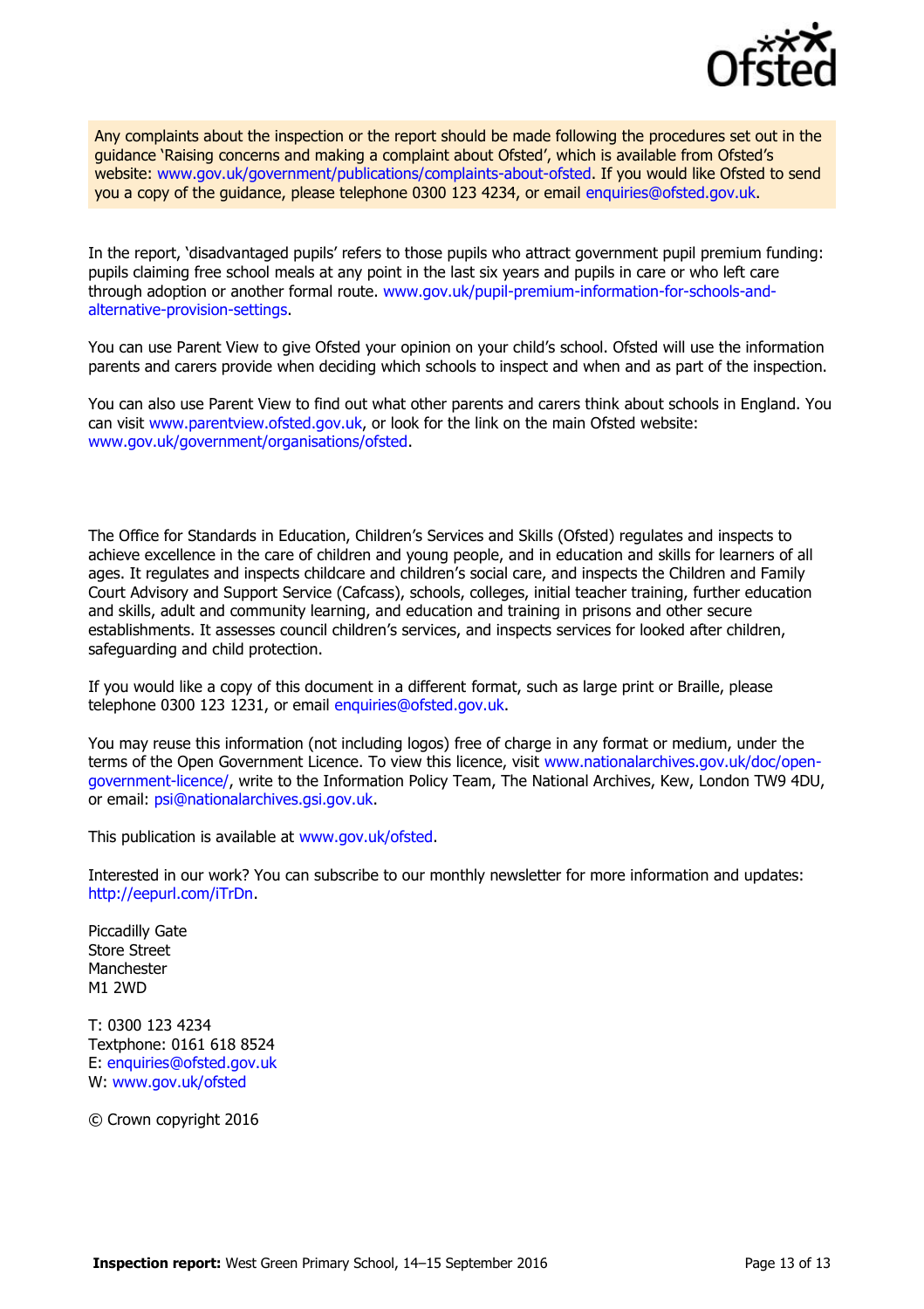Any complaints about the inspection or the report should be made following the procedures set out in the guidance 'Raising concerns and making a complaint about Ofsted', which is available from Ofsted's website: www.gov.uk/government/publications/complaints-about-ofsted. If you would like Ofsted to send you a copy of the guidance, please telephone 0300 123 4234, or email enquiries@ofsted.gov.uk.

In the report, 'disadvantaged pupils' refers to those pupils who attract government pupil premium funding: pupils claiming free school meals at any point in the last six years and pupils in care or who left care through adoption or another formal route. www.gov.uk/pupil-premium-information-for-schools-and-alternative-provision-settings.

You can use Parent View to give Ofsted your opinion on your child's school. Ofsted will use the information parents and carers provide when deciding which schools to inspect and when and as part of the inspection.

You can also use Parent View to find out what other parents and carers think about schools in England. You can visit www.parentview.ofsted.gov.uk, or look for the link on the main Ofsted website: www.gov.uk/government/organisations/ofsted.

The Office for Standards in Education, Children's Services and Skills (Ofsted) regulates and inspects to achieve excellence in the care of children and young people, and in education and skills for learners of all ages. It regulates and inspects childcare and children's social care, and inspects the Children and Family Court Advisory and Support Service (Cafcass), schools, colleges, initial teacher training, further education and skills, adult and community learning, and education and training in prisons and other secure establishments. It assesses council children's services, and inspects services for looked after children, safeguarding and child protection.

If you would like a copy of this document in a different format, such as large print or Braille, please telephone 0300 123 1231, or email enquiries@ofsted.gov.uk.

You may reuse this information (not including logos) free of charge in any format or medium, under the terms of the Open Government Licence. To view this licence, visit www.nationalarchives.gov.uk/doc/open-government-licence/, write to the Information Policy Team, The National Archives, Kew, London TW9 4DU, or email: psi@nationalarchives.gsi.gov.uk.

This publication is available at www.gov.uk/ofsted.

Interested in our work? You can subscribe to our monthly newsletter for more information and updates: http://eepurl.com/iTrDn.

Piccadilly Gate
Store Street
Manchester
M1 2WD

T: 0300 123 4234
Textphone: 0161 618 8524
E: enquiries@ofsted.gov.uk
W: www.gov.uk/ofsted

© Crown copyright 2016